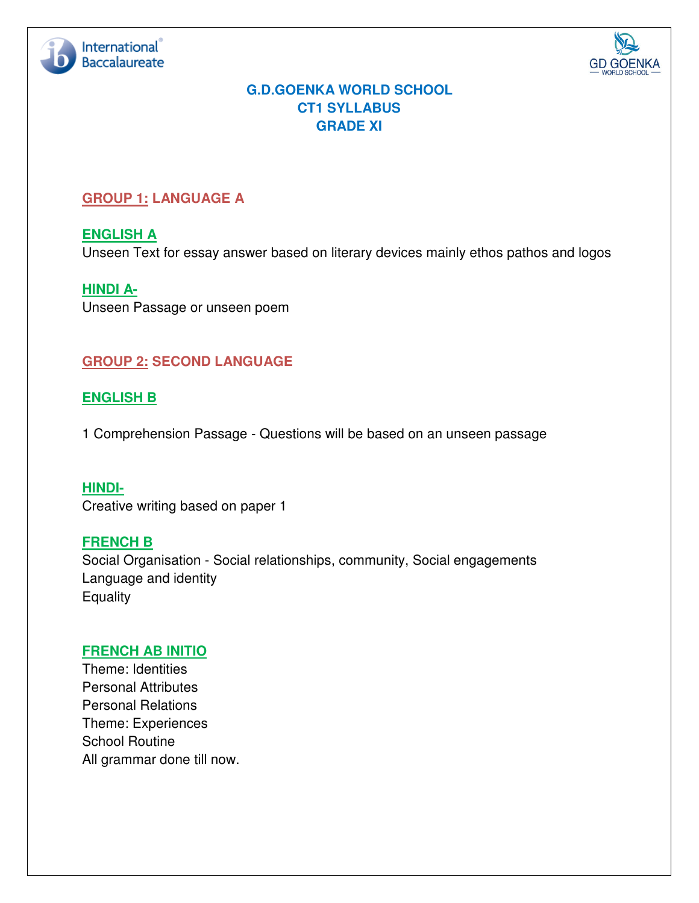# G.D.GOENKA WORLD SCHOOL
# CT1 SYLLABUS
# GRADE XI

## GROUP 1: LANGUAGE A

### ENGLISH A

Unseen Text for essay answer based on literary devices mainly ethos pathos and logos

### HINDI A-

Unseen Passage or unseen poem

## GROUP 2: SECOND LANGUAGE

### ENGLISH B

1 Comprehension Passage - Questions will be based on an unseen passage

### HINDI-

Creative writing based on paper 1

### FRENCH B

Social Organisation - Social relationships, community, Social engagements
Language and identity
Equality

### FRENCH AB INITIO

Theme: Identities
Personal Attributes
Personal Relations
Theme: Experiences
School Routine
All grammar done till now.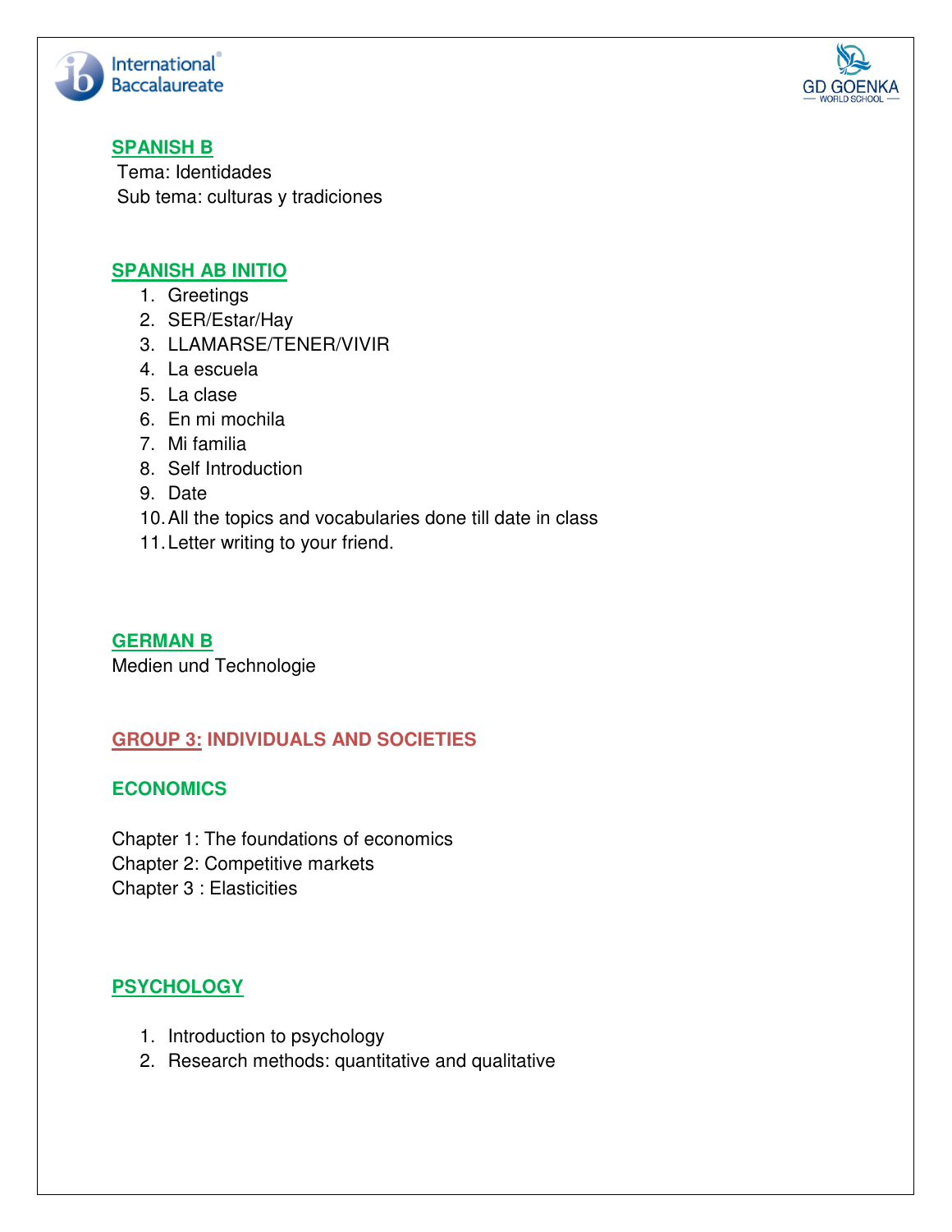## SPANISH B

Tema: Identidades
Sub tema: culturas y tradiciones

## SPANISH AB INITIO

1. Greetings
2. SER/Estar/Hay
3. LLAMARSE/TENER/VIVIR
4. La escuela
5. La clase
6. En mi mochila
7. Mi familia
8. Self Introduction
9. Date
10. All the topics and vocabularies done till date in class
11. Letter writing to your friend.

## GERMAN B

Medien und Technologie

# GROUP 3: INDIVIDUALS AND SOCIETIES

## ECONOMICS

Chapter 1: The foundations of economics
Chapter 2: Competitive markets
Chapter 3 : Elasticities

## PSYCHOLOGY

1. Introduction to psychology
2. Research methods: quantitative and qualitative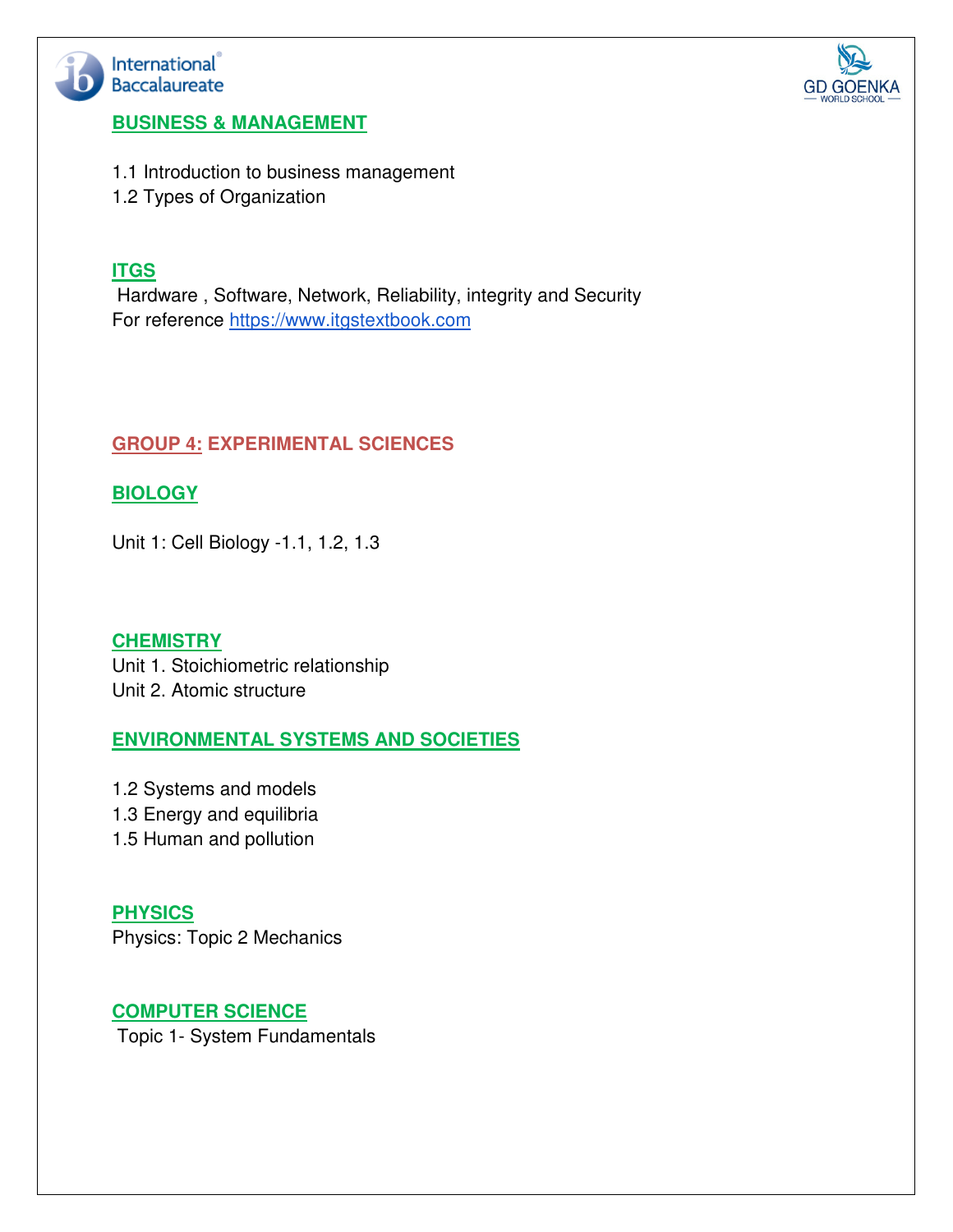## BUSINESS & MANAGEMENT

1.1 Introduction to business management
1.2 Types of Organization

## ITGS

Hardware , Software, Network, Reliability, integrity and Security
For reference https://www.itgstextbook.com

# GROUP 4: EXPERIMENTAL SCIENCES

## BIOLOGY

Unit 1: Cell Biology -1.1, 1.2, 1.3

## CHEMISTRY

Unit 1. Stoichiometric relationship
Unit 2. Atomic structure

## ENVIRONMENTAL SYSTEMS AND SOCIETIES

1.2 Systems and models
1.3 Energy and equilibria
1.5 Human and pollution

## PHYSICS

Physics: Topic 2 Mechanics

## COMPUTER SCIENCE

Topic 1- System Fundamentals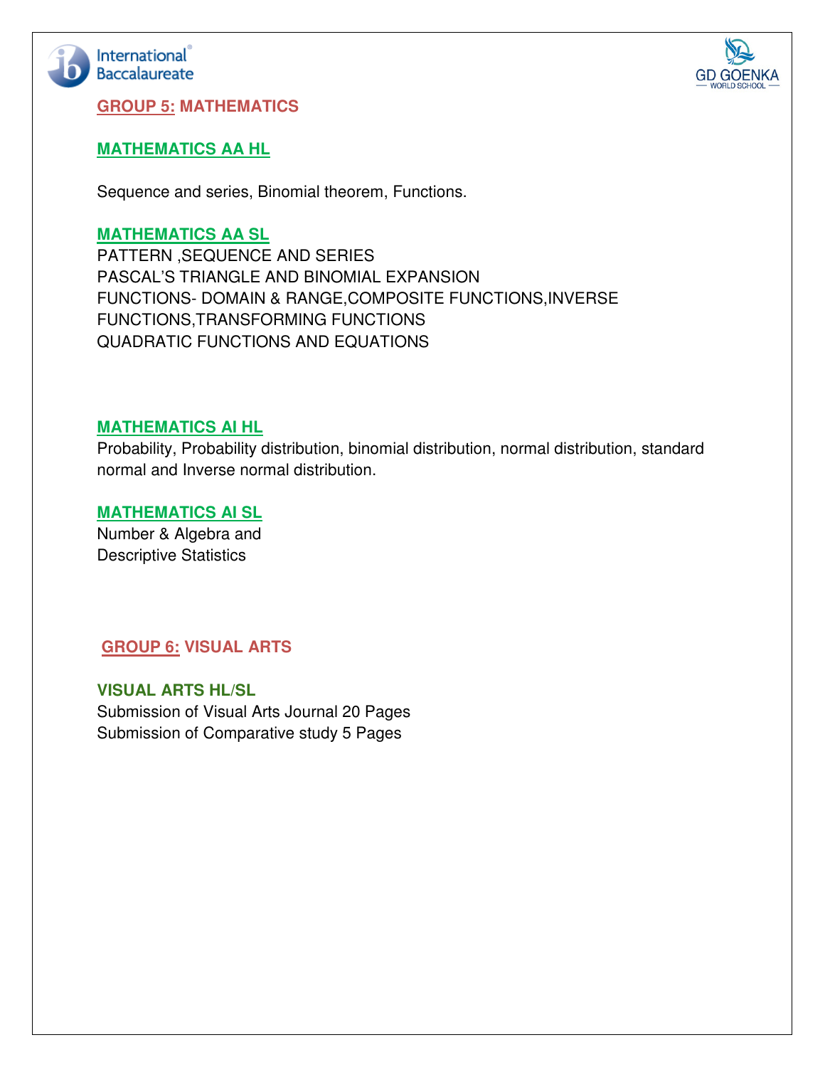## GROUP 5: MATHEMATICS

### MATHEMATICS AA HL

Sequence and series, Binomial theorem, Functions.

### MATHEMATICS AA SL

PATTERN ,SEQUENCE AND SERIES
PASCAL'S TRIANGLE AND BINOMIAL EXPANSION
FUNCTIONS- DOMAIN & RANGE,COMPOSITE FUNCTIONS,INVERSE FUNCTIONS,TRANSFORMING FUNCTIONS
QUADRATIC FUNCTIONS AND EQUATIONS

### MATHEMATICS AI HL

Probability, Probability distribution, binomial distribution, normal distribution, standard normal and Inverse normal distribution.

### MATHEMATICS AI SL

Number & Algebra and
Descriptive Statistics

## GROUP 6: VISUAL ARTS

### VISUAL ARTS HL/SL

Submission of Visual Arts Journal 20 Pages
Submission of Comparative study 5 Pages